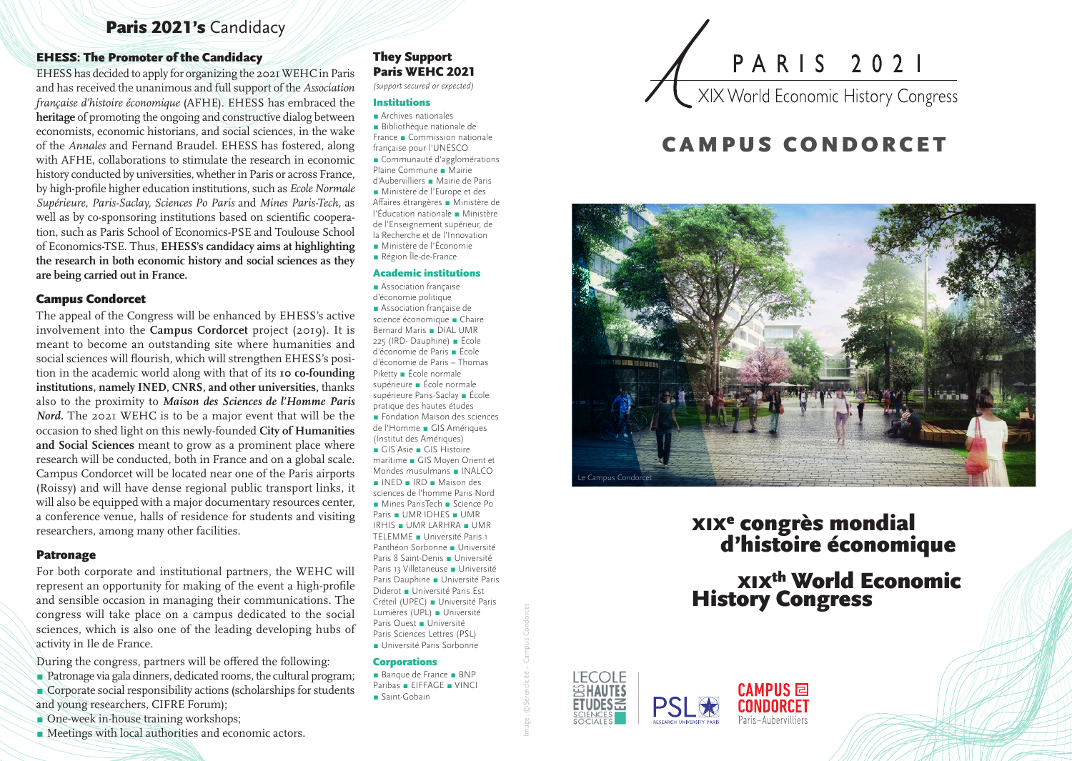# **Paris 2021's** Candidacy

## EHESS: The Promoter of the Candidacy

EHESS has decided to apply for organizing the 2021 WEHC in Paris and has received the unanimous and full support of the *Association française d'histoire économique* (AFHE). EHESS has embraced the **heritage** of promoting the ongoing and constructive dialog between economists, economic historians, and social sciences, in the wake of the *Annales* and Fernand Braudel. EHESS has fostered, along with AFHE, collaborations to stimulate the research in economic history conducted by universities, whether in Paris or across France, by high-profile higher education institutions, such as *Ecole Normale Supérieure, Paris-Saclay, Sciences Po Paris* and *Mines Paris-Tech*, as well as by co-sponsoring institutions based on scientific cooperation, such as Paris School of Economics-PSE and Toulouse School of Economics-TSE. Thus, **EHESS's candidacy aims at highlighting the research in both economic history and social sciences as they are being carried out in France.**

## Campus Condorcet

The appeal of the Congress will be enhanced by EHESS's active involvement into the **Campus Cordorcet** project (2019). It is meant to become an outstanding site where humanities and social sciences will flourish, which will strengthen EHESS's position in the academic world along with that of its **10 co-founding institutions, namely INED, CNRS, and other universities**, thanks also to the proximity to ***Maison des Sciences de l'Homme Paris Nord***. The 2021 WEHC is to be a major event that will be the occasion to shed light on this newly-founded **City of Humanities and Social Sciences** meant to grow as a prominent place where research will be conducted, both in France and on a global scale. Campus Condorcet will be located near one of the Paris airports (Roissy) and will have dense regional public transport links, it will also be equipped with a major documentary resources center, a conference venue, halls of residence for students and visiting researchers, among many other facilities.

## Patronage

For both corporate and institutional partners, the WEHC will represent an opportunity for making of the event a high-profile and sensible occasion in managing their communications. The congress will take place on a campus dedicated to the social sciences, which is also one of the leading developing hubs of activity in Ile de France.

During the congress, partners will be offered the following:

- Patronage via gala dinners, dedicated rooms, the cultural program;
- Corporate social responsibility actions (scholarships for students and young researchers, CIFRE Forum);
- One-week in-house training workshops;
- Meetings with local authorities and economic actors.

## They Support Paris WEHC 2021

*(support secured or expected)*

### Institutions

Archives nationales ■ Bibliothèque nationale de France ■ Commission nationale française pour l'UNESCO ■ Communauté d'agglomérations Plaine Commune ■ Mairie d'Aubervilliers ■ Mairie de Paris ■ Ministère de l'Europe et des Affaires étrangères ■ Ministère de l'Éducation nationale ■ Ministère de l'Enseignement supérieur, de la Recherche et de l'Innovation ■ Ministère de l'Économie ■ Région Île-de-France

### Academic institutions

Association française d'économie politique ■ Association française de science économique ■ Chaire Bernard Maris ■ DIAL UMR 225 (IRD- Dauphine) ■ École d'économie de Paris ■ École d'économie de Paris – Thomas Piketty ■ École normale supérieure ■ École normale supérieure Paris-Saclay ■ École pratique des hautes études ■ Fondation Maison des sciences de l'Homme ■ GIS Amériques (Institut des Amériques) ■ GIS Asie ■ GIS Histoire maritime ■ GIS Moyen Orient et Mondes musulmans ■ INALCO ■ INED ■ IRD ■ Maison des sciences de l'homme Paris Nord ■ Mines ParisTech ■ Science Po Paris ■ UMR IDHES ■ UMR IRHIS ■ UMR LARHRA ■ UMR TELEMME ■ Université Paris 1 Panthéon Sorbonne ■ Université Paris 8 Saint-Denis ■ Université Paris 13 Villetaneuse ■ Université Paris Dauphine ■ Université Paris Diderot ■ Université Paris Est Créteil (UPEC) ■ Université Paris Lumières (UPL) ■ Université Paris Ouest ■ Université Paris Sciences Lettres (PSL) ■ Université Paris Sorbonne

### Corporations

Banque de France ■ BNP Paribas ■ EIFFAGE ■ VINCI ■ Saint-Gobain

# PARIS 2021

XIX World Economic History Congress

## CAMPUS CONDORCET

Le Campus Condorcet

Image : ©Sérendicité – Campus Condorcet

# XIXe congrès mondial d'histoire économique

# XIXth World Economic History Congress

L'ECOLE DES HAUTES ETUDES EN SCIENCES SOCIALES

PSL RESEARCH UNIVERSITY PARIS

CAMPUS CONDORCET Paris–Aubervilliers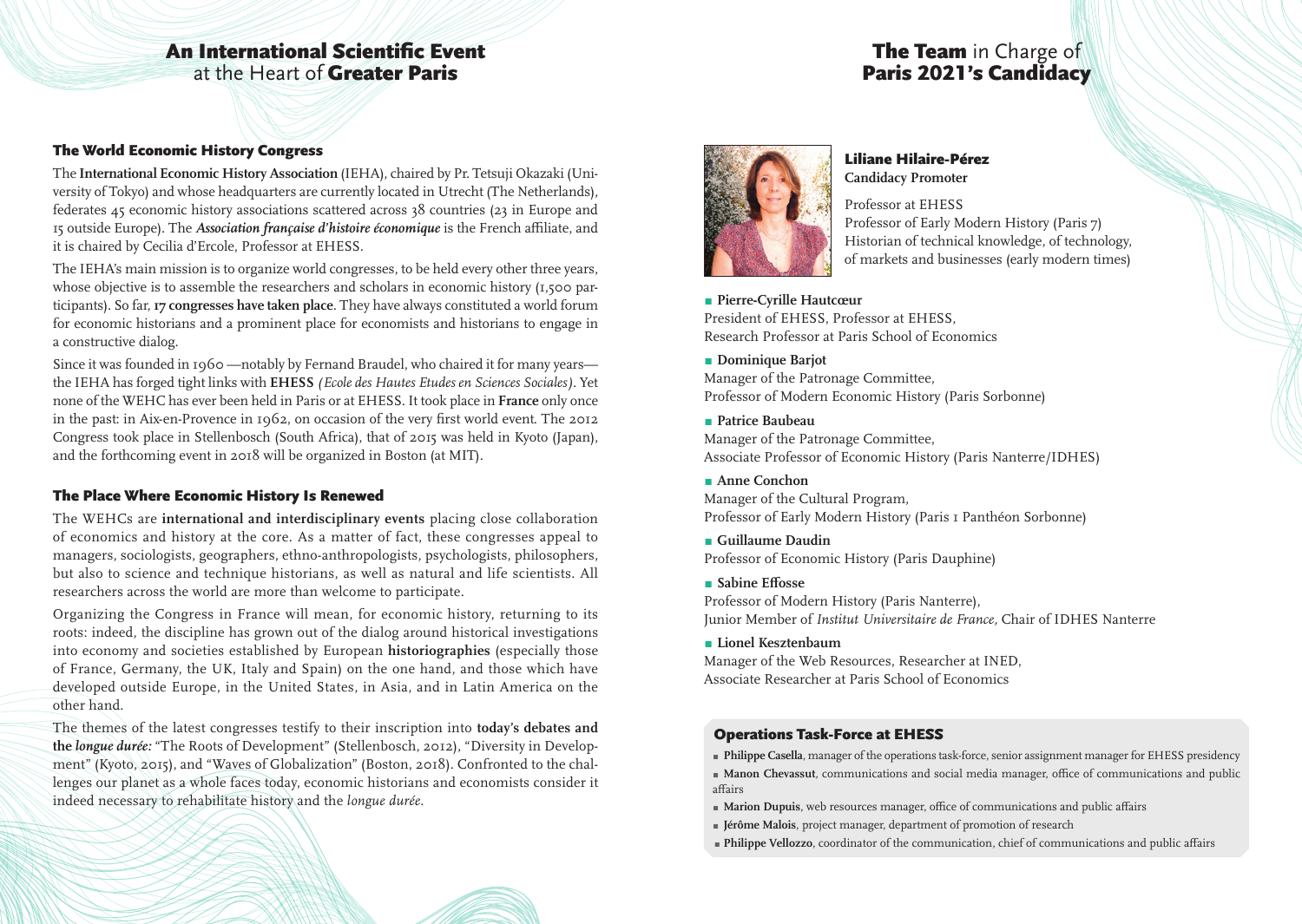# An International Scientific Event at the Heart of Greater Paris

## The World Economic History Congress

The **International Economic History Association** (IEHA), chaired by Pr. Tetsuji Okazaki (University of Tokyo) and whose headquarters are currently located in Utrecht (The Netherlands), federates 45 economic history associations scattered across 38 countries (23 in Europe and 15 outside Europe). The ***Association française d'histoire économique*** is the French affiliate, and it is chaired by Cecilia d'Ercole, Professor at EHESS.

The IEHA's main mission is to organize world congresses, to be held every other three years, whose objective is to assemble the researchers and scholars in economic history (1,500 participants). So far, **17 congresses have taken place**. They have always constituted a world forum for economic historians and a prominent place for economists and historians to engage in a constructive dialog.

Since it was founded in 1960 —notably by Fernand Braudel, who chaired it for many years— the IEHA has forged tight links with **EHESS** *(Ecole des Hautes Etudes en Sciences Sociales)*. Yet none of the WEHC has ever been held in Paris or at EHESS. It took place in **France** only once in the past: in Aix-en-Provence in 1962, on occasion of the very first world event. The 2012 Congress took place in Stellenbosch (South Africa), that of 2015 was held in Kyoto (Japan), and the forthcoming event in 2018 will be organized in Boston (at MIT).

## The Place Where Economic History Is Renewed

The WEHCs are **international and interdisciplinary events** placing close collaboration of economics and history at the core. As a matter of fact, these congresses appeal to managers, sociologists, geographers, ethno-anthropologists, psychologists, philosophers, but also to science and technique historians, as well as natural and life scientists. All researchers across the world are more than welcome to participate.

Organizing the Congress in France will mean, for economic history, returning to its roots: indeed, the discipline has grown out of the dialog around historical investigations into economy and societies established by European **historiographies** (especially those of France, Germany, the UK, Italy and Spain) on the one hand, and those which have developed outside Europe, in the United States, in Asia, and in Latin America on the other hand.

The themes of the latest congresses testify to their inscription into **today's debates and the *longue durée*:** "The Roots of Development" (Stellenbosch, 2012), "Diversity in Development" (Kyoto, 2015), and "Waves of Globalization" (Boston, 2018). Confronted to the challenges our planet as a whole faces today, economic historians and economists consider it indeed necessary to rehabilitate history and the *longue durée*.

# The Team in Charge of Paris 2021's Candidacy

### Liliane Hilaire-Pérez
**Candidacy Promoter**

Professor at EHESS
Professor of Early Modern History (Paris 7)
Historian of technical knowledge, of technology, of markets and businesses (early modern times)

- **Pierre-Cyrille Hautcœur**
President of EHESS, Professor at EHESS,
Research Professor at Paris School of Economics

- **Dominique Barjot**
Manager of the Patronage Committee,
Professor of Modern Economic History (Paris Sorbonne)

- **Patrice Baubeau**
Manager of the Patronage Committee,
Associate Professor of Economic History (Paris Nanterre/IDHES)

- **Anne Conchon**
Manager of the Cultural Program,
Professor of Early Modern History (Paris 1 Panthéon Sorbonne)

- **Guillaume Daudin**
Professor of Economic History (Paris Dauphine)

- **Sabine Effosse**
Professor of Modern History (Paris Nanterre),
Junior Member of *Institut Universitaire de France*, Chair of IDHES Nanterre

- **Lionel Kesztenbaum**
Manager of the Web Resources, Researcher at INED,
Associate Researcher at Paris School of Economics

## Operations Task-Force at EHESS

- **Philippe Casella**, manager of the operations task-force, senior assignment manager for EHESS presidency
- **Manon Chevassut**, communications and social media manager, office of communications and public affairs
- **Marion Dupuis**, web resources manager, office of communications and public affairs
- **Jérôme Malois**, project manager, department of promotion of research
- **Philippe Vellozzo**, coordinator of the communication, chief of communications and public affairs